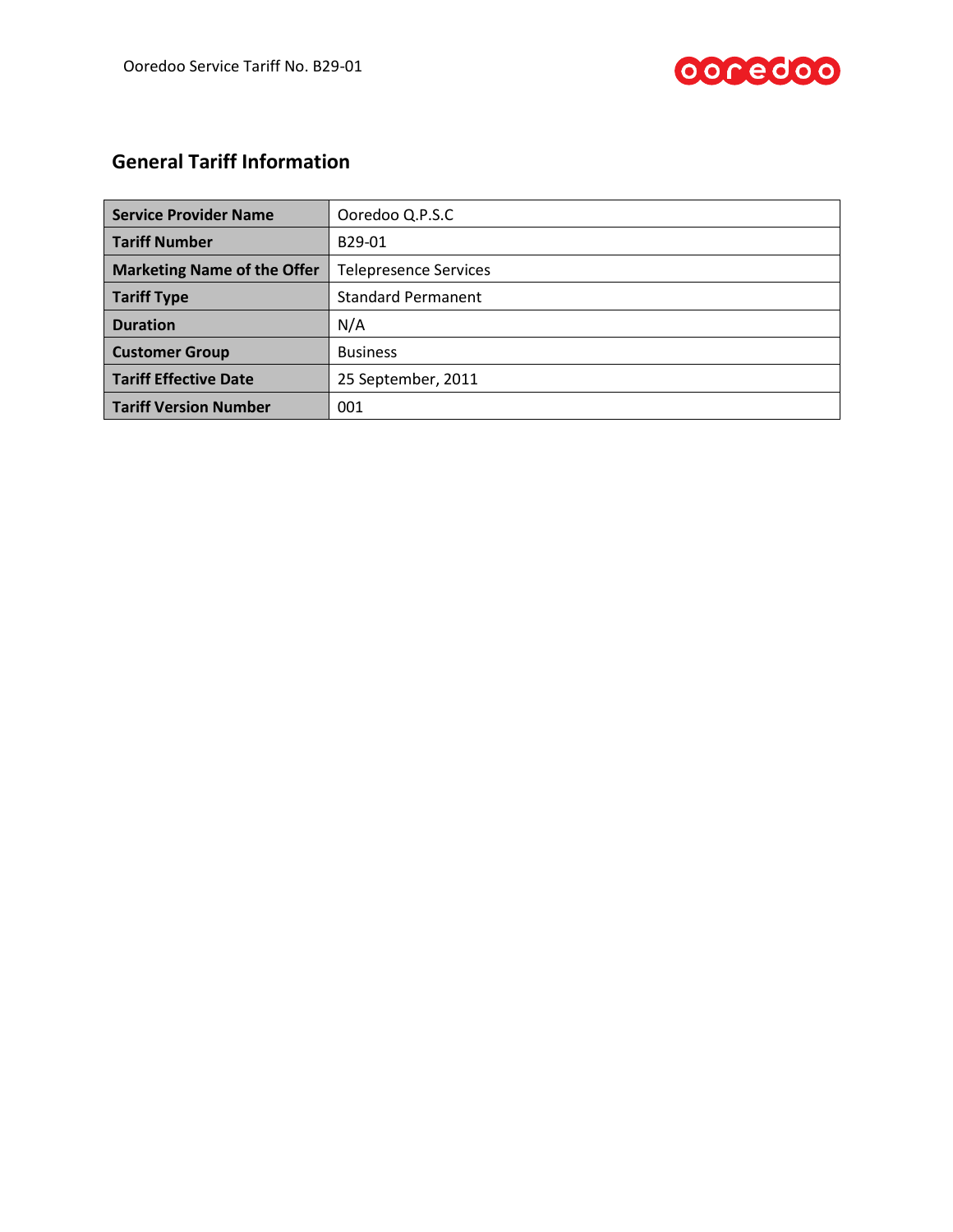## General Tariff Information

| **Service Provider Name** | Ooredoo Q.P.S.C |
|---|---|
| **Tariff Number** | B29-01 |
| **Marketing Name of the Offer** | Telepresence Services |
| **Tariff Type** | Standard Permanent |
| **Duration** | N/A |
| **Customer Group** | Business |
| **Tariff Effective Date** | 25 September, 2011 |
| **Tariff Version Number** | 001 |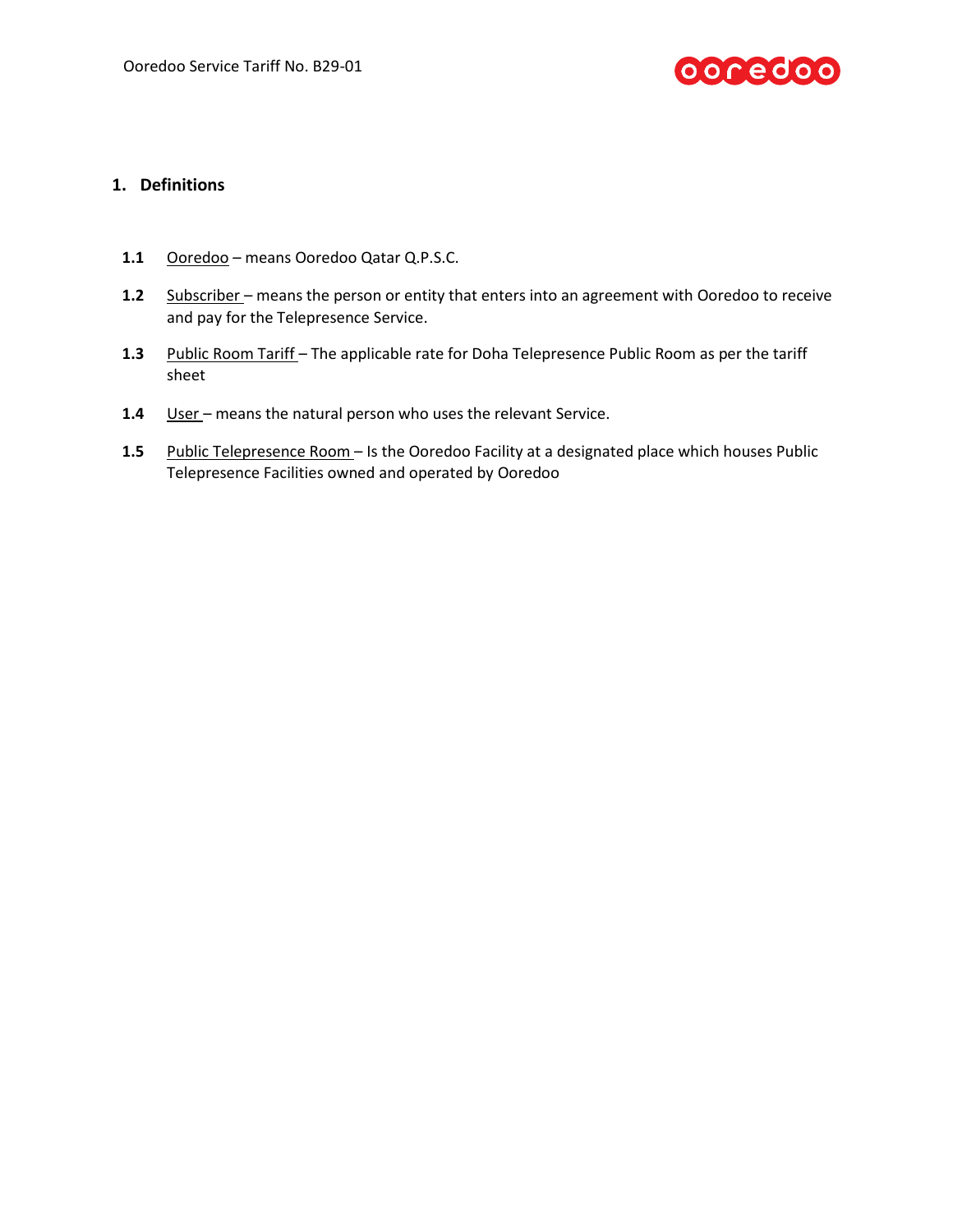# 1. Definitions

**1.1** Ooredoo – means Ooredoo Qatar Q.P.S.C.

**1.2** Subscriber – means the person or entity that enters into an agreement with Ooredoo to receive and pay for the Telepresence Service.

**1.3** Public Room Tariff – The applicable rate for Doha Telepresence Public Room as per the tariff sheet

**1.4** User – means the natural person who uses the relevant Service.

**1.5** Public Telepresence Room – Is the Ooredoo Facility at a designated place which houses Public Telepresence Facilities owned and operated by Ooredoo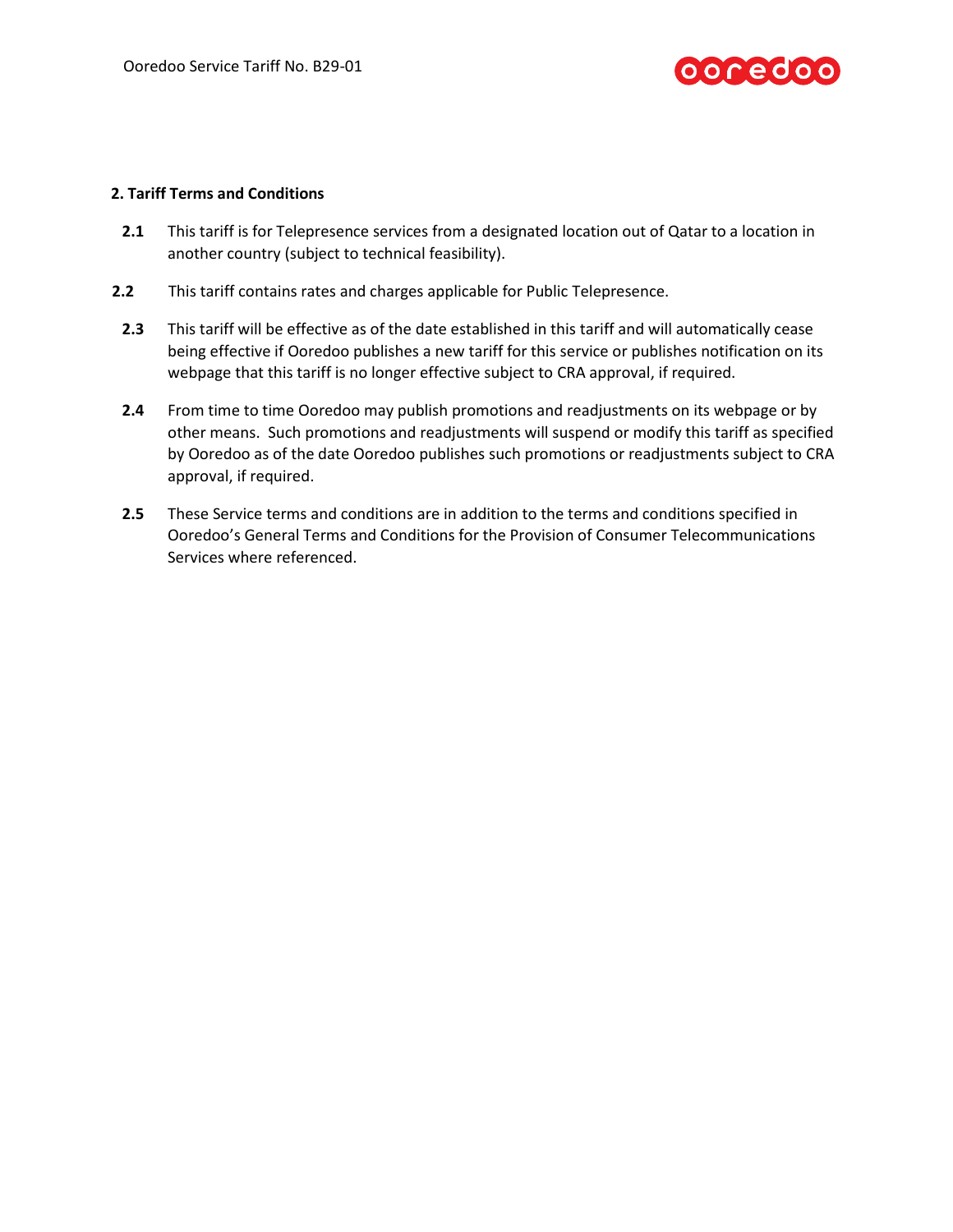## 2. Tariff Terms and Conditions

**2.1** This tariff is for Telepresence services from a designated location out of Qatar to a location in another country (subject to technical feasibility).

**2.2** This tariff contains rates and charges applicable for Public Telepresence.

**2.3** This tariff will be effective as of the date established in this tariff and will automatically cease being effective if Ooredoo publishes a new tariff for this service or publishes notification on its webpage that this tariff is no longer effective subject to CRA approval, if required.

**2.4** From time to time Ooredoo may publish promotions and readjustments on its webpage or by other means. Such promotions and readjustments will suspend or modify this tariff as specified by Ooredoo as of the date Ooredoo publishes such promotions or readjustments subject to CRA approval, if required.

**2.5** These Service terms and conditions are in addition to the terms and conditions specified in Ooredoo's General Terms and Conditions for the Provision of Consumer Telecommunications Services where referenced.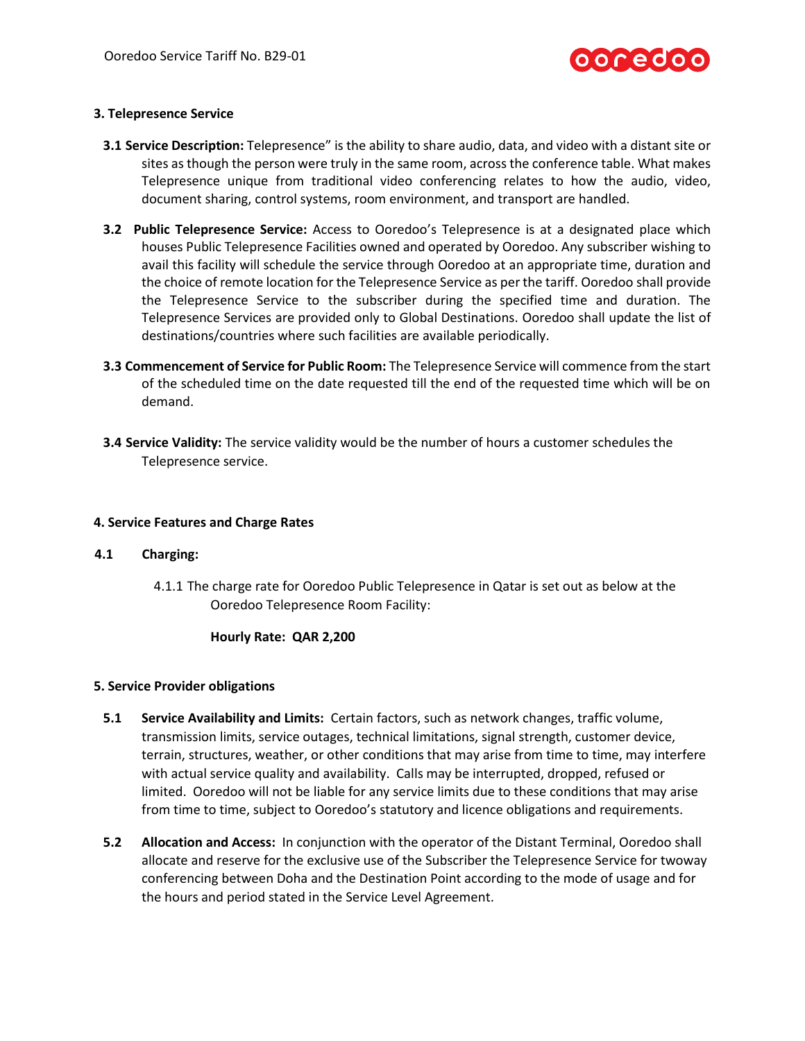## 3. Telepresence Service

**3.1 Service Description:** Telepresence" is the ability to share audio, data, and video with a distant site or sites as though the person were truly in the same room, across the conference table. What makes Telepresence unique from traditional video conferencing relates to how the audio, video, document sharing, control systems, room environment, and transport are handled.

**3.2 Public Telepresence Service:** Access to Ooredoo's Telepresence is at a designated place which houses Public Telepresence Facilities owned and operated by Ooredoo. Any subscriber wishing to avail this facility will schedule the service through Ooredoo at an appropriate time, duration and the choice of remote location for the Telepresence Service as per the tariff. Ooredoo shall provide the Telepresence Service to the subscriber during the specified time and duration. The Telepresence Services are provided only to Global Destinations. Ooredoo shall update the list of destinations/countries where such facilities are available periodically.

**3.3 Commencement of Service for Public Room:** The Telepresence Service will commence from the start of the scheduled time on the date requested till the end of the requested time which will be on demand.

**3.4 Service Validity:** The service validity would be the number of hours a customer schedules the Telepresence service.

## 4. Service Features and Charge Rates

### 4.1 Charging:

4.1.1 The charge rate for Ooredoo Public Telepresence in Qatar is set out as below at the Ooredoo Telepresence Room Facility:

**Hourly Rate: QAR 2,200**

## 5. Service Provider obligations

**5.1 Service Availability and Limits:** Certain factors, such as network changes, traffic volume, transmission limits, service outages, technical limitations, signal strength, customer device, terrain, structures, weather, or other conditions that may arise from time to time, may interfere with actual service quality and availability. Calls may be interrupted, dropped, refused or limited. Ooredoo will not be liable for any service limits due to these conditions that may arise from time to time, subject to Ooredoo's statutory and licence obligations and requirements.

**5.2 Allocation and Access:** In conjunction with the operator of the Distant Terminal, Ooredoo shall allocate and reserve for the exclusive use of the Subscriber the Telepresence Service for twoway conferencing between Doha and the Destination Point according to the mode of usage and for the hours and period stated in the Service Level Agreement.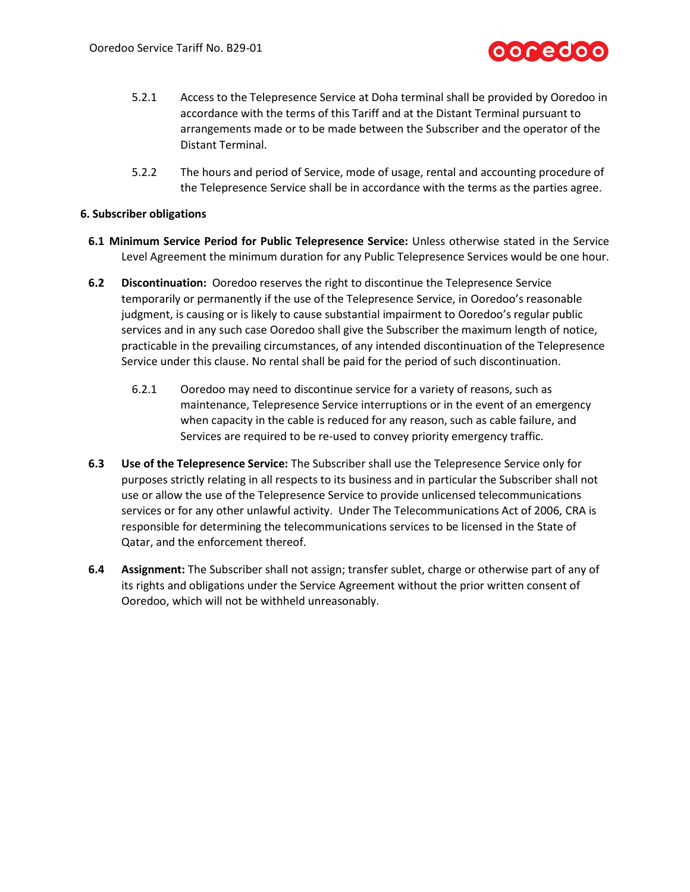5.2.1 Access to the Telepresence Service at Doha terminal shall be provided by Ooredoo in accordance with the terms of this Tariff and at the Distant Terminal pursuant to arrangements made or to be made between the Subscriber and the operator of the Distant Terminal.

5.2.2 The hours and period of Service, mode of usage, rental and accounting procedure of the Telepresence Service shall be in accordance with the terms as the parties agree.

## 6. Subscriber obligations

**6.1 Minimum Service Period for Public Telepresence Service:** Unless otherwise stated in the Service Level Agreement the minimum duration for any Public Telepresence Services would be one hour.

**6.2 Discontinuation:** Ooredoo reserves the right to discontinue the Telepresence Service temporarily or permanently if the use of the Telepresence Service, in Ooredoo's reasonable judgment, is causing or is likely to cause substantial impairment to Ooredoo's regular public services and in any such case Ooredoo shall give the Subscriber the maximum length of notice, practicable in the prevailing circumstances, of any intended discontinuation of the Telepresence Service under this clause. No rental shall be paid for the period of such discontinuation.

6.2.1 Ooredoo may need to discontinue service for a variety of reasons, such as maintenance, Telepresence Service interruptions or in the event of an emergency when capacity in the cable is reduced for any reason, such as cable failure, and Services are required to be re-used to convey priority emergency traffic.

**6.3 Use of the Telepresence Service:** The Subscriber shall use the Telepresence Service only for purposes strictly relating in all respects to its business and in particular the Subscriber shall not use or allow the use of the Telepresence Service to provide unlicensed telecommunications services or for any other unlawful activity. Under The Telecommunications Act of 2006, CRA is responsible for determining the telecommunications services to be licensed in the State of Qatar, and the enforcement thereof.

**6.4 Assignment:** The Subscriber shall not assign; transfer sublet, charge or otherwise part of any of its rights and obligations under the Service Agreement without the prior written consent of Ooredoo, which will not be withheld unreasonably.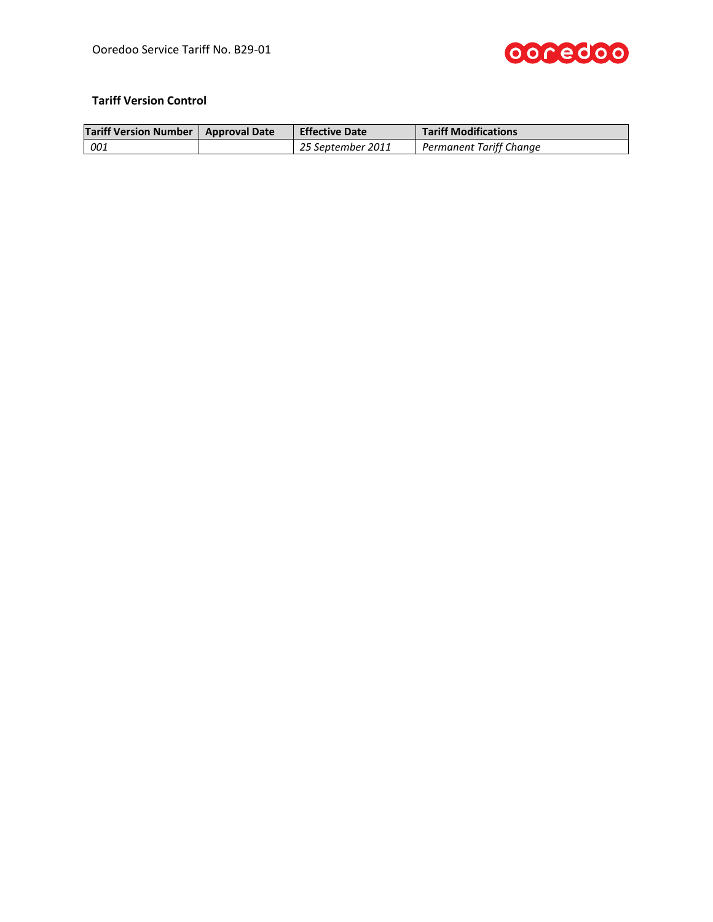**Tariff Version Control**

| Tariff Version Number | Approval Date | Effective Date | Tariff Modifications |
|---|---|---|---|
| *001* | | *25 September 2011* | *Permanent Tariff Change* |